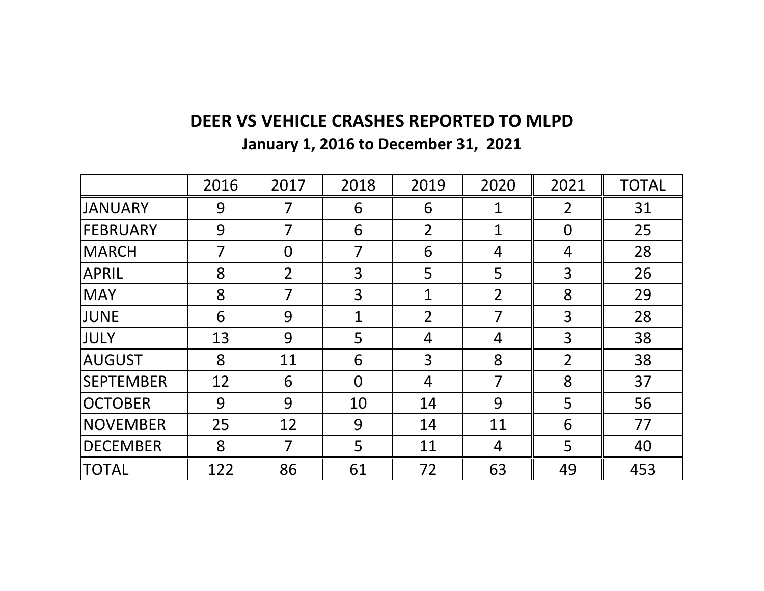# DEER VS VEHICLE CRASHES REPORTED TO MLPD

## January 1, 2016 to December 31, 2021

| | 2016 | 2017 | 2018 | 2019 | 2020 | 2021 | TOTAL |
|---|---|---|---|---|---|---|---|
| JANUARY | 9 | 7 | 6 | 6 | 1 | 2 | 31 |
| FEBRUARY | 9 | 7 | 6 | 2 | 1 | 0 | 25 |
| MARCH | 7 | 0 | 7 | 6 | 4 | 4 | 28 |
| APRIL | 8 | 2 | 3 | 5 | 5 | 3 | 26 |
| MAY | 8 | 7 | 3 | 1 | 2 | 8 | 29 |
| JUNE | 6 | 9 | 1 | 2 | 7 | 3 | 28 |
| JULY | 13 | 9 | 5 | 4 | 4 | 3 | 38 |
| AUGUST | 8 | 11 | 6 | 3 | 8 | 2 | 38 |
| SEPTEMBER | 12 | 6 | 0 | 4 | 7 | 8 | 37 |
| OCTOBER | 9 | 9 | 10 | 14 | 9 | 5 | 56 |
| NOVEMBER | 25 | 12 | 9 | 14 | 11 | 6 | 77 |
| DECEMBER | 8 | 7 | 5 | 11 | 4 | 5 | 40 |
| TOTAL | 122 | 86 | 61 | 72 | 63 | 49 | 453 |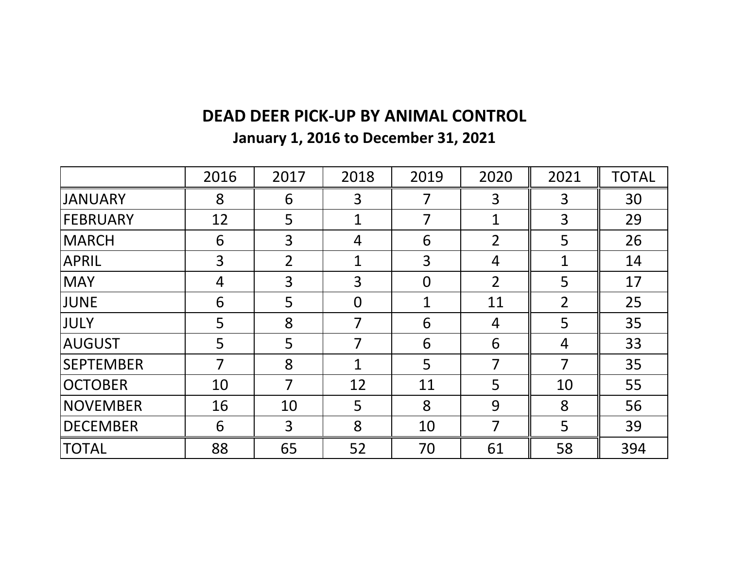# DEAD DEER PICK-UP BY ANIMAL CONTROL

## January 1, 2016 to December 31, 2021

| | 2016 | 2017 | 2018 | 2019 | 2020 | 2021 | TOTAL |
|---|---|---|---|---|---|---|---|
| JANUARY | 8 | 6 | 3 | 7 | 3 | 3 | 30 |
| FEBRUARY | 12 | 5 | 1 | 7 | 1 | 3 | 29 |
| MARCH | 6 | 3 | 4 | 6 | 2 | 5 | 26 |
| APRIL | 3 | 2 | 1 | 3 | 4 | 1 | 14 |
| MAY | 4 | 3 | 3 | 0 | 2 | 5 | 17 |
| JUNE | 6 | 5 | 0 | 1 | 11 | 2 | 25 |
| JULY | 5 | 8 | 7 | 6 | 4 | 5 | 35 |
| AUGUST | 5 | 5 | 7 | 6 | 6 | 4 | 33 |
| SEPTEMBER | 7 | 8 | 1 | 5 | 7 | 7 | 35 |
| OCTOBER | 10 | 7 | 12 | 11 | 5 | 10 | 55 |
| NOVEMBER | 16 | 10 | 5 | 8 | 9 | 8 | 56 |
| DECEMBER | 6 | 3 | 8 | 10 | 7 | 5 | 39 |
| TOTAL | 88 | 65 | 52 | 70 | 61 | 58 | 394 |